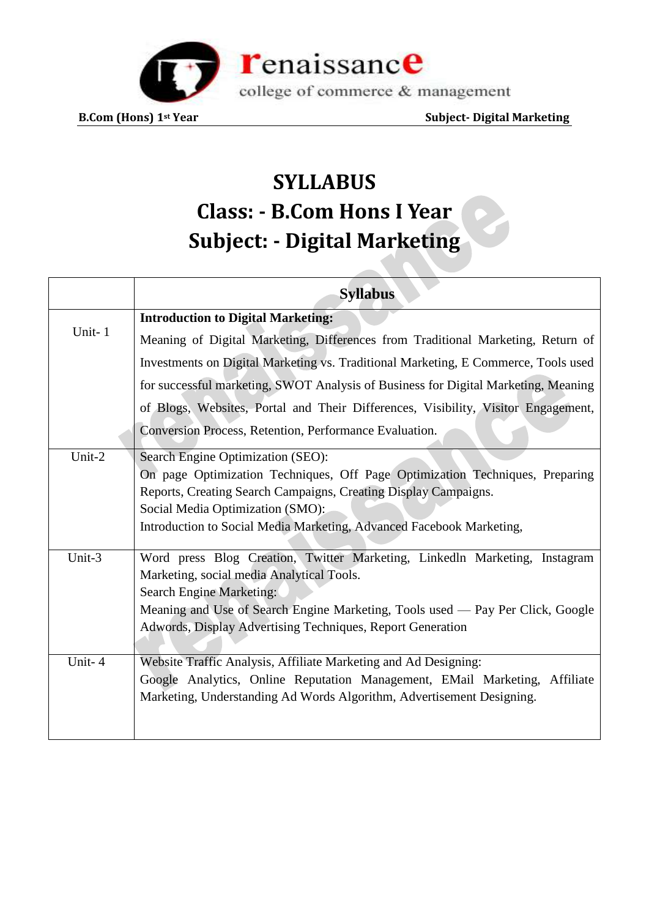# SYLLABUS

## Class: - B.Com Hons I Year

## Subject: - Digital Marketing

| | Syllabus |
|---|---|
| Unit- 1 | **Introduction to Digital Marketing:** Meaning of Digital Marketing, Differences from Traditional Marketing, Return of Investments on Digital Marketing vs. Traditional Marketing, E Commerce, Tools used for successful marketing, SWOT Analysis of Business for Digital Marketing, Meaning of Blogs, Websites, Portal and Their Differences, Visibility, Visitor Engagement, Conversion Process, Retention, Performance Evaluation. |
| Unit-2 | Search Engine Optimization (SEO): On page Optimization Techniques, Off Page Optimization Techniques, Preparing Reports, Creating Search Campaigns, Creating Display Campaigns. Social Media Optimization (SMO): Introduction to Social Media Marketing, Advanced Facebook Marketing, |
| Unit-3 | Word press Blog Creation, Twitter Marketing, Linkedln Marketing, Instagram Marketing, social media Analytical Tools. Search Engine Marketing: Meaning and Use of Search Engine Marketing, Tools used — Pay Per Click, Google Adwords, Display Advertising Techniques, Report Generation |
| Unit- 4 | Website Traffic Analysis, Affiliate Marketing and Ad Designing: Google Analytics, Online Reputation Management, EMail Marketing, Affiliate Marketing, Understanding Ad Words Algorithm, Advertisement Designing. |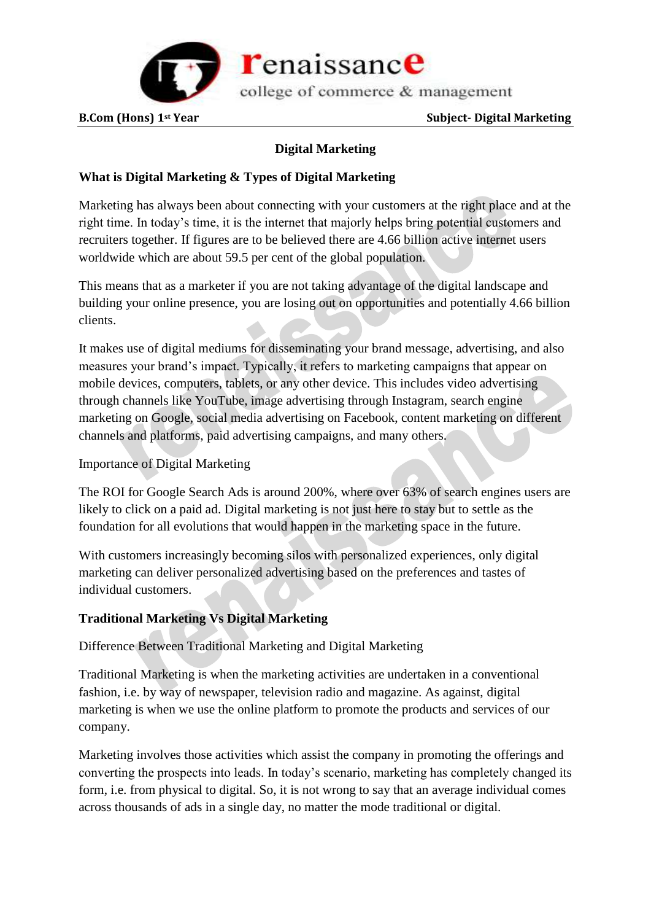# Digital Marketing

## What is Digital Marketing & Types of Digital Marketing

Marketing has always been about connecting with your customers at the right place and at the right time. In today's time, it is the internet that majorly helps bring potential customers and recruiters together. If figures are to be believed there are 4.66 billion active internet users worldwide which are about 59.5 per cent of the global population.

This means that as a marketer if you are not taking advantage of the digital landscape and building your online presence, you are losing out on opportunities and potentially 4.66 billion clients.

It makes use of digital mediums for disseminating your brand message, advertising, and also measures your brand's impact. Typically, it refers to marketing campaigns that appear on mobile devices, computers, tablets, or any other device. This includes video advertising through channels like YouTube, image advertising through Instagram, search engine marketing on Google, social media advertising on Facebook, content marketing on different channels and platforms, paid advertising campaigns, and many others.

Importance of Digital Marketing

The ROI for Google Search Ads is around 200%, where over 63% of search engines users are likely to click on a paid ad. Digital marketing is not just here to stay but to settle as the foundation for all evolutions that would happen in the marketing space in the future.

With customers increasingly becoming silos with personalized experiences, only digital marketing can deliver personalized advertising based on the preferences and tastes of individual customers.

## Traditional Marketing Vs Digital Marketing

Difference Between Traditional Marketing and Digital Marketing

Traditional Marketing is when the marketing activities are undertaken in a conventional fashion, i.e. by way of newspaper, television radio and magazine. As against, digital marketing is when we use the online platform to promote the products and services of our company.

Marketing involves those activities which assist the company in promoting the offerings and converting the prospects into leads. In today's scenario, marketing has completely changed its form, i.e. from physical to digital. So, it is not wrong to say that an average individual comes across thousands of ads in a single day, no matter the mode traditional or digital.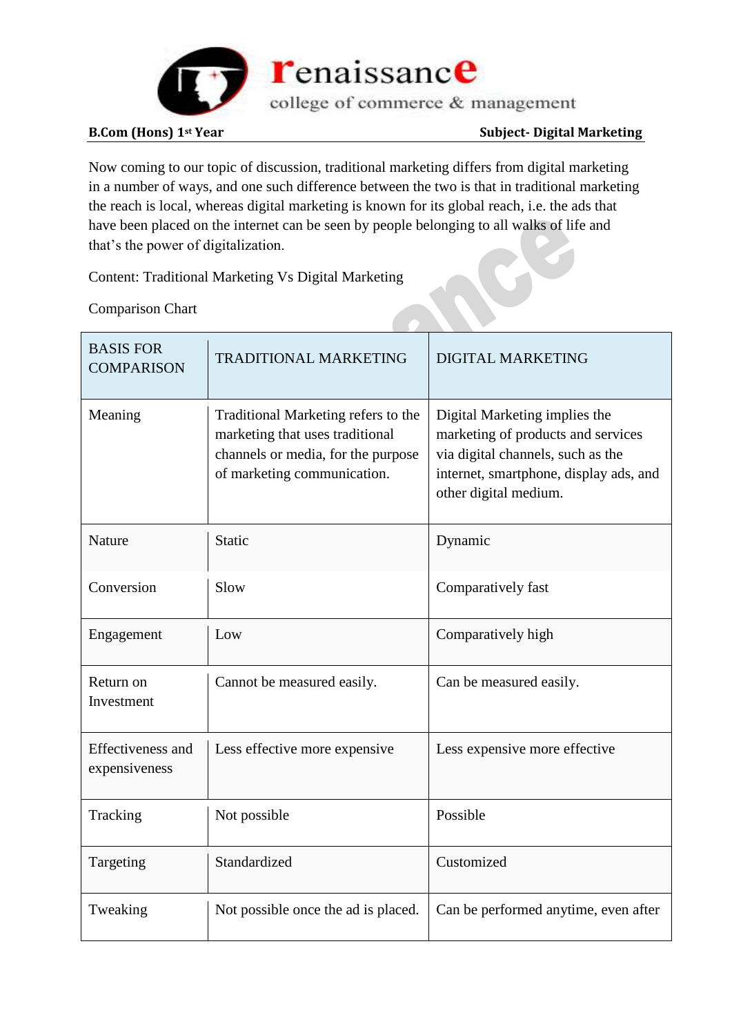Now coming to our topic of discussion, traditional marketing differs from digital marketing in a number of ways, and one such difference between the two is that in traditional marketing the reach is local, whereas digital marketing is known for its global reach, i.e. the ads that have been placed on the internet can be seen by people belonging to all walks of life and that's the power of digitalization.

Content: Traditional Marketing Vs Digital Marketing

Comparison Chart

| BASIS FOR COMPARISON | TRADITIONAL MARKETING | DIGITAL MARKETING |
|---|---|---|
| Meaning | Traditional Marketing refers to the marketing that uses traditional channels or media, for the purpose of marketing communication. | Digital Marketing implies the marketing of products and services via digital channels, such as the internet, smartphone, display ads, and other digital medium. |
| Nature | Static | Dynamic |
| Conversion | Slow | Comparatively fast |
| Engagement | Low | Comparatively high |
| Return on Investment | Cannot be measured easily. | Can be measured easily. |
| Effectiveness and expensiveness | Less effective more expensive | Less expensive more effective |
| Tracking | Not possible | Possible |
| Targeting | Standardized | Customized |
| Tweaking | Not possible once the ad is placed. | Can be performed anytime, even after |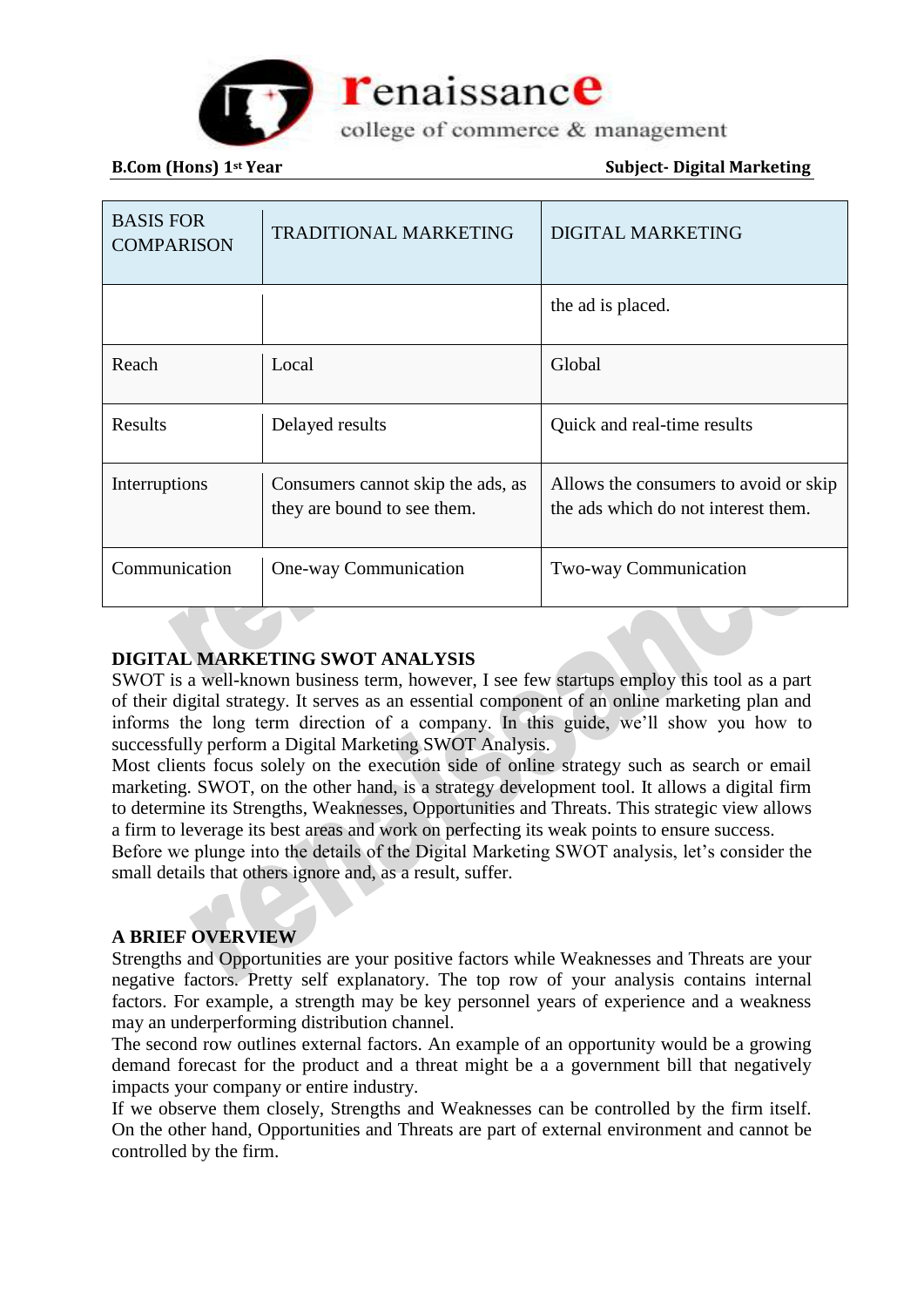| BASIS FOR COMPARISON | TRADITIONAL MARKETING | DIGITAL MARKETING |
|---|---|---|
| | | the ad is placed. |
| Reach | Local | Global |
| Results | Delayed results | Quick and real-time results |
| Interruptions | Consumers cannot skip the ads, as they are bound to see them. | Allows the consumers to avoid or skip the ads which do not interest them. |
| Communication | One-way Communication | Two-way Communication |

**DIGITAL MARKETING SWOT ANALYSIS**

SWOT is a well-known business term, however, I see few startups employ this tool as a part of their digital strategy. It serves as an essential component of an online marketing plan and informs the long term direction of a company. In this guide, we'll show you how to successfully perform a Digital Marketing SWOT Analysis.

Most clients focus solely on the execution side of online strategy such as search or email marketing. SWOT, on the other hand, is a strategy development tool. It allows a digital firm to determine its Strengths, Weaknesses, Opportunities and Threats. This strategic view allows a firm to leverage its best areas and work on perfecting its weak points to ensure success.

Before we plunge into the details of the Digital Marketing SWOT analysis, let's consider the small details that others ignore and, as a result, suffer.

**A BRIEF OVERVIEW**

Strengths and Opportunities are your positive factors while Weaknesses and Threats are your negative factors. Pretty self explanatory. The top row of your analysis contains internal factors. For example, a strength may be key personnel years of experience and a weakness may an underperforming distribution channel.

The second row outlines external factors. An example of an opportunity would be a growing demand forecast for the product and a threat might be a a government bill that negatively impacts your company or entire industry.

If we observe them closely, Strengths and Weaknesses can be controlled by the firm itself. On the other hand, Opportunities and Threats are part of external environment and cannot be controlled by the firm.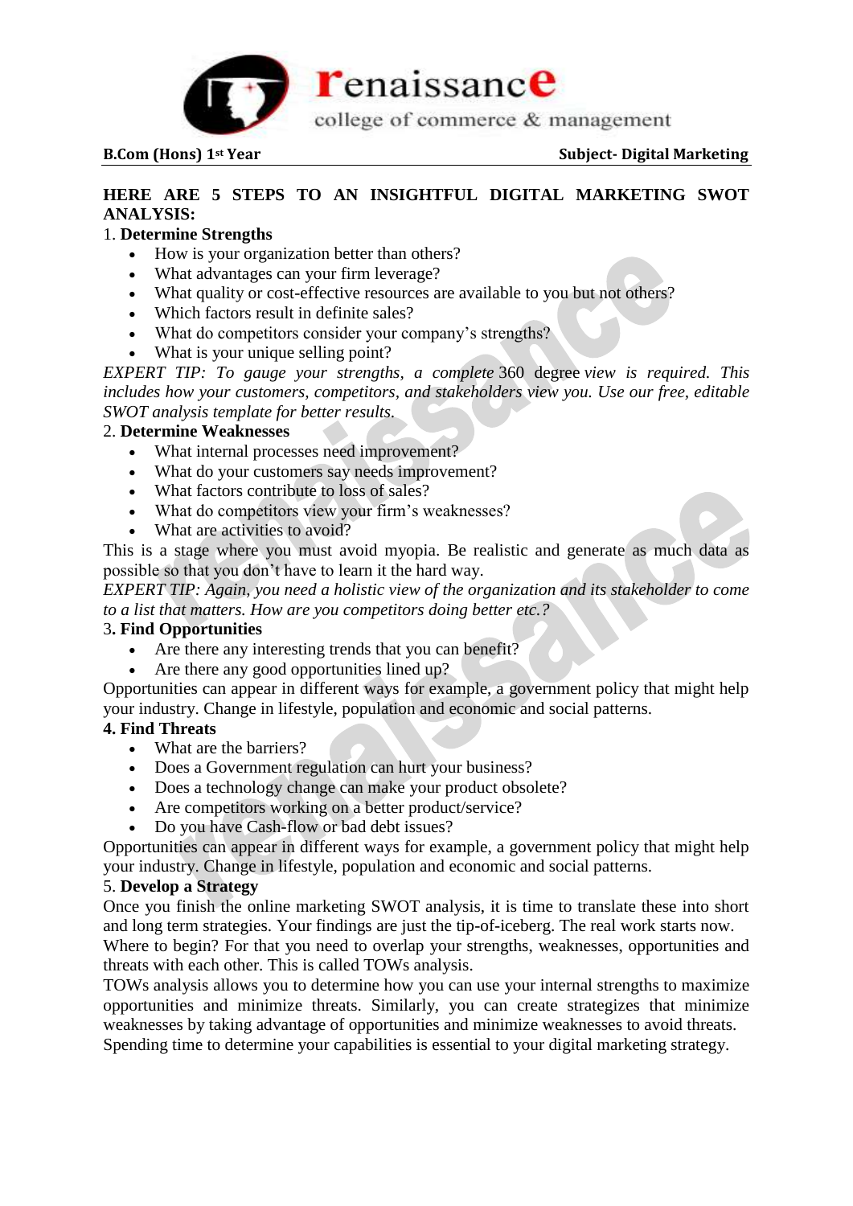## HERE ARE 5 STEPS TO AN INSIGHTFUL DIGITAL MARKETING SWOT ANALYSIS:

1. **Determine Strengths**

- How is your organization better than others?
- What advantages can your firm leverage?
- What quality or cost-effective resources are available to you but not others?
- Which factors result in definite sales?
- What do competitors consider your company's strengths?
- What is your unique selling point?

*EXPERT TIP: To gauge your strengths, a complete* 360 degree *view is required. This includes how your customers, competitors, and stakeholders view you. Use our free, editable SWOT analysis template for better results.*

2. **Determine Weaknesses**

- What internal processes need improvement?
- What do your customers say needs improvement?
- What factors contribute to loss of sales?
- What do competitors view your firm's weaknesses?
- What are activities to avoid?

This is a stage where you must avoid myopia. Be realistic and generate as much data as possible so that you don't have to learn it the hard way.

*EXPERT TIP: Again, you need a holistic view of the organization and its stakeholder to come to a list that matters. How are you competitors doing better etc.?*

3. **Find Opportunities**

- Are there any interesting trends that you can benefit?
- Are there any good opportunities lined up?

Opportunities can appear in different ways for example, a government policy that might help your industry. Change in lifestyle, population and economic and social patterns.

**4. Find Threats**

- What are the barriers?
- Does a Government regulation can hurt your business?
- Does a technology change can make your product obsolete?
- Are competitors working on a better product/service?
- Do you have Cash-flow or bad debt issues?

Opportunities can appear in different ways for example, a government policy that might help your industry. Change in lifestyle, population and economic and social patterns.

5. **Develop a Strategy**

Once you finish the online marketing SWOT analysis, it is time to translate these into short and long term strategies. Your findings are just the tip-of-iceberg. The real work starts now.

Where to begin? For that you need to overlap your strengths, weaknesses, opportunities and threats with each other. This is called TOWs analysis.

TOWs analysis allows you to determine how you can use your internal strengths to maximize opportunities and minimize threats. Similarly, you can create strategizes that minimize weaknesses by taking advantage of opportunities and minimize weaknesses to avoid threats.

Spending time to determine your capabilities is essential to your digital marketing strategy.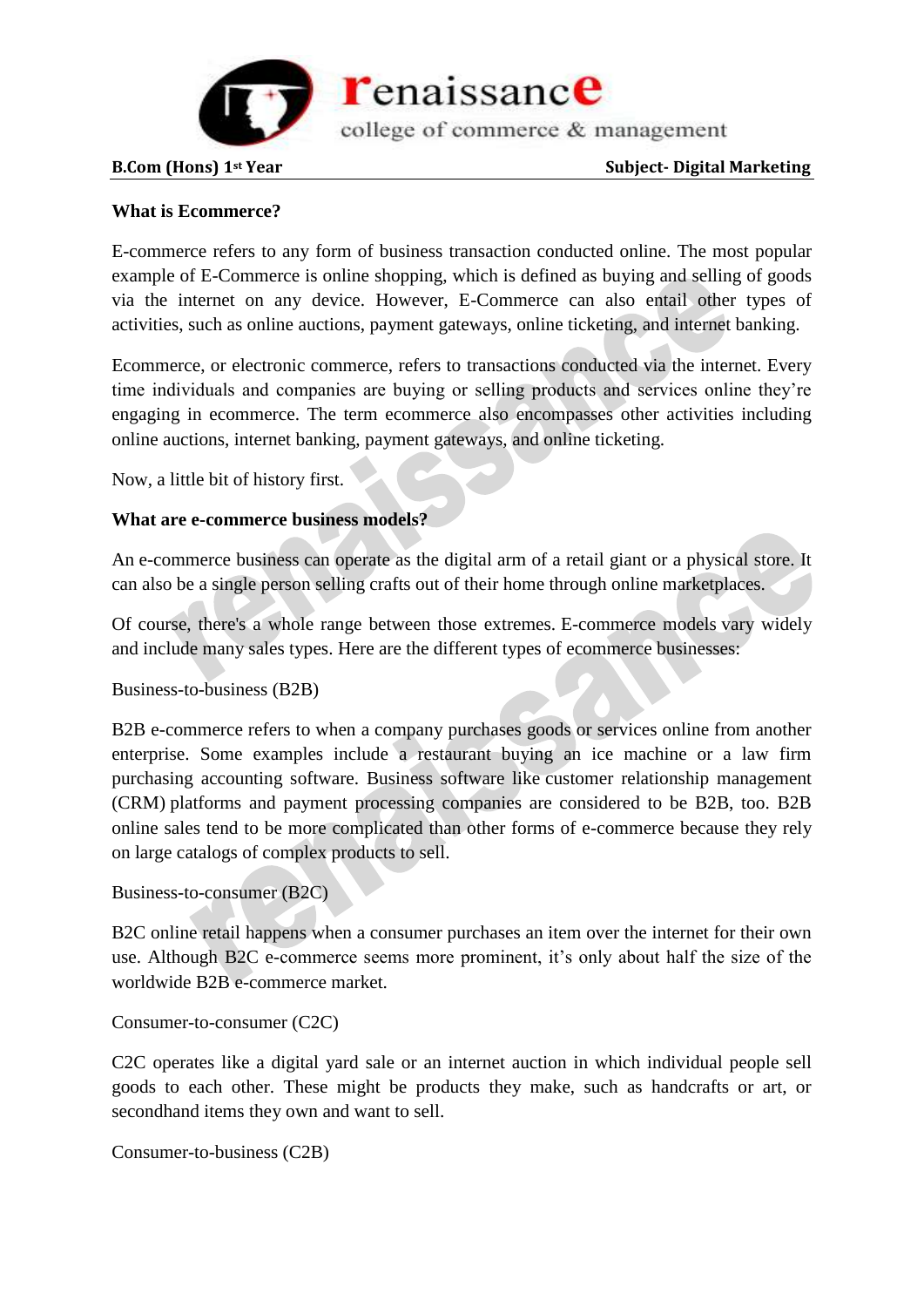**What is Ecommerce?**

E-commerce refers to any form of business transaction conducted online. The most popular example of E-Commerce is online shopping, which is defined as buying and selling of goods via the internet on any device. However, E-Commerce can also entail other types of activities, such as online auctions, payment gateways, online ticketing, and internet banking.

Ecommerce, or electronic commerce, refers to transactions conducted via the internet. Every time individuals and companies are buying or selling products and services online they're engaging in ecommerce. The term ecommerce also encompasses other activities including online auctions, internet banking, payment gateways, and online ticketing.

Now, a little bit of history first.

**What are e-commerce business models?**

An e-commerce business can operate as the digital arm of a retail giant or a physical store. It can also be a single person selling crafts out of their home through online marketplaces.

Of course, there's a whole range between those extremes. E-commerce models vary widely and include many sales types. Here are the different types of ecommerce businesses:

Business-to-business (B2B)

B2B e-commerce refers to when a company purchases goods or services online from another enterprise. Some examples include a restaurant buying an ice machine or a law firm purchasing accounting software. Business software like customer relationship management (CRM) platforms and payment processing companies are considered to be B2B, too. B2B online sales tend to be more complicated than other forms of e-commerce because they rely on large catalogs of complex products to sell.

Business-to-consumer (B2C)

B2C online retail happens when a consumer purchases an item over the internet for their own use. Although B2C e-commerce seems more prominent, it's only about half the size of the worldwide B2B e-commerce market.

Consumer-to-consumer (C2C)

C2C operates like a digital yard sale or an internet auction in which individual people sell goods to each other. These might be products they make, such as handcrafts or art, or secondhand items they own and want to sell.

Consumer-to-business (C2B)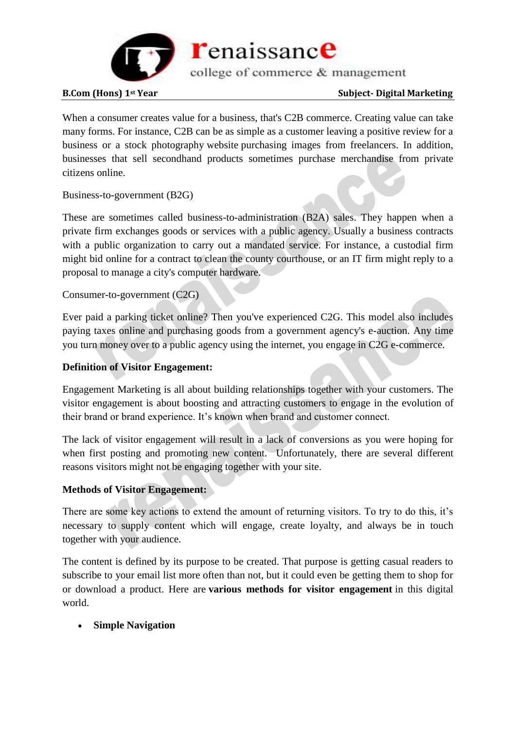When a consumer creates value for a business, that's C2B commerce. Creating value can take many forms. For instance, C2B can be as simple as a customer leaving a positive review for a business or a stock photography website purchasing images from freelancers. In addition, businesses that sell secondhand products sometimes purchase merchandise from private citizens online.

Business-to-government (B2G)

These are sometimes called business-to-administration (B2A) sales. They happen when a private firm exchanges goods or services with a public agency. Usually a business contracts with a public organization to carry out a mandated service. For instance, a custodial firm might bid online for a contract to clean the county courthouse, or an IT firm might reply to a proposal to manage a city's computer hardware.

Consumer-to-government (C2G)

Ever paid a parking ticket online? Then you've experienced C2G. This model also includes paying taxes online and purchasing goods from a government agency's e-auction. Any time you turn money over to a public agency using the internet, you engage in C2G e-commerce.

**Definition of Visitor Engagement:**

Engagement Marketing is all about building relationships together with your customers. The visitor engagement is about boosting and attracting customers to engage in the evolution of their brand or brand experience. It's known when brand and customer connect.

The lack of visitor engagement will result in a lack of conversions as you were hoping for when first posting and promoting new content. Unfortunately, there are several different reasons visitors might not be engaging together with your site.

**Methods of Visitor Engagement:**

There are some key actions to extend the amount of returning visitors. To try to do this, it's necessary to supply content which will engage, create loyalty, and always be in touch together with your audience.

The content is defined by its purpose to be created. That purpose is getting casual readers to subscribe to your email list more often than not, but it could even be getting them to shop for or download a product. Here are **various methods for visitor engagement** in this digital world.

- **Simple Navigation**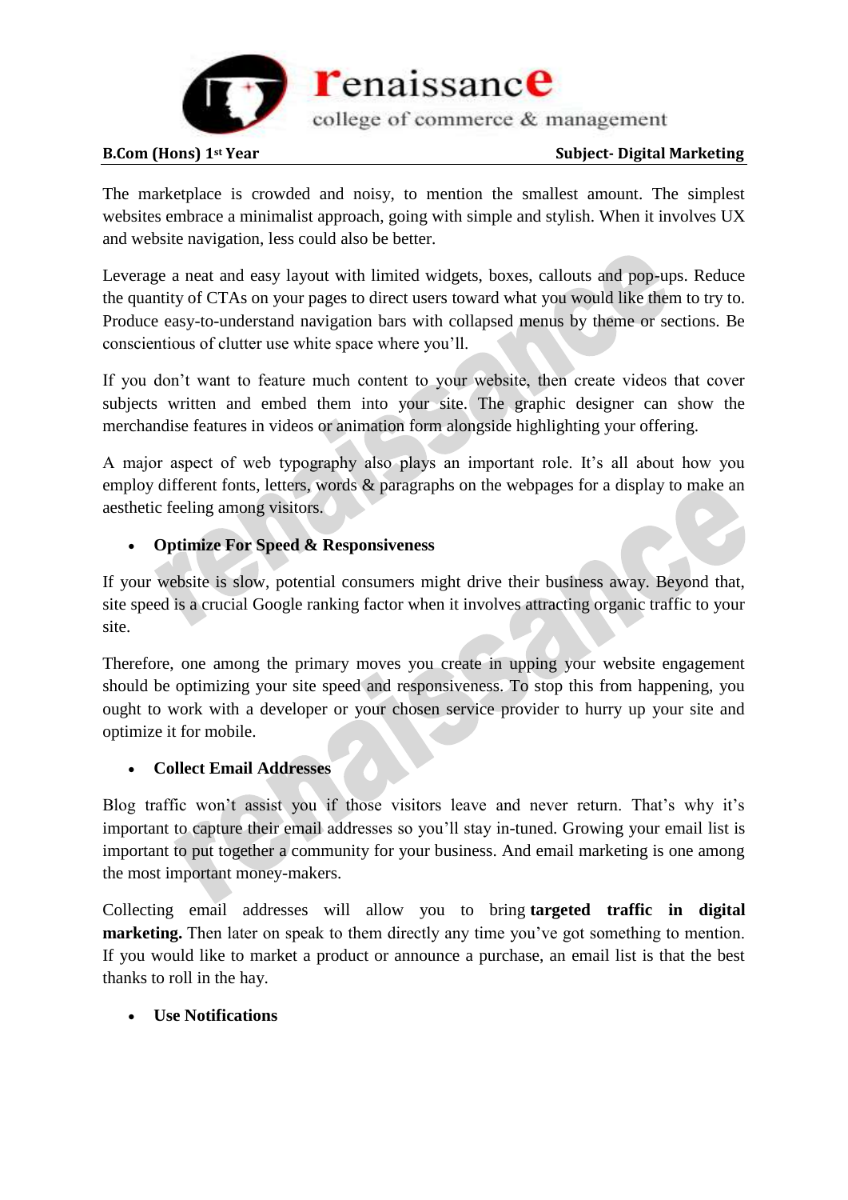The marketplace is crowded and noisy, to mention the smallest amount. The simplest websites embrace a minimalist approach, going with simple and stylish. When it involves UX and website navigation, less could also be better.

Leverage a neat and easy layout with limited widgets, boxes, callouts and pop-ups. Reduce the quantity of CTAs on your pages to direct users toward what you would like them to try to. Produce easy-to-understand navigation bars with collapsed menus by theme or sections. Be conscientious of clutter use white space where you'll.

If you don't want to feature much content to your website, then create videos that cover subjects written and embed them into your site. The graphic designer can show the merchandise features in videos or animation form alongside highlighting your offering.

A major aspect of web typography also plays an important role. It's all about how you employ different fonts, letters, words & paragraphs on the webpages for a display to make an aesthetic feeling among visitors.

- **Optimize For Speed & Responsiveness**

If your website is slow, potential consumers might drive their business away. Beyond that, site speed is a crucial Google ranking factor when it involves attracting organic traffic to your site.

Therefore, one among the primary moves you create in upping your website engagement should be optimizing your site speed and responsiveness. To stop this from happening, you ought to work with a developer or your chosen service provider to hurry up your site and optimize it for mobile.

- **Collect Email Addresses**

Blog traffic won't assist you if those visitors leave and never return. That's why it's important to capture their email addresses so you'll stay in-tuned. Growing your email list is important to put together a community for your business. And email marketing is one among the most important money-makers.

Collecting email addresses will allow you to bring **targeted traffic in digital marketing.** Then later on speak to them directly any time you've got something to mention. If you would like to market a product or announce a purchase, an email list is that the best thanks to roll in the hay.

- **Use Notifications**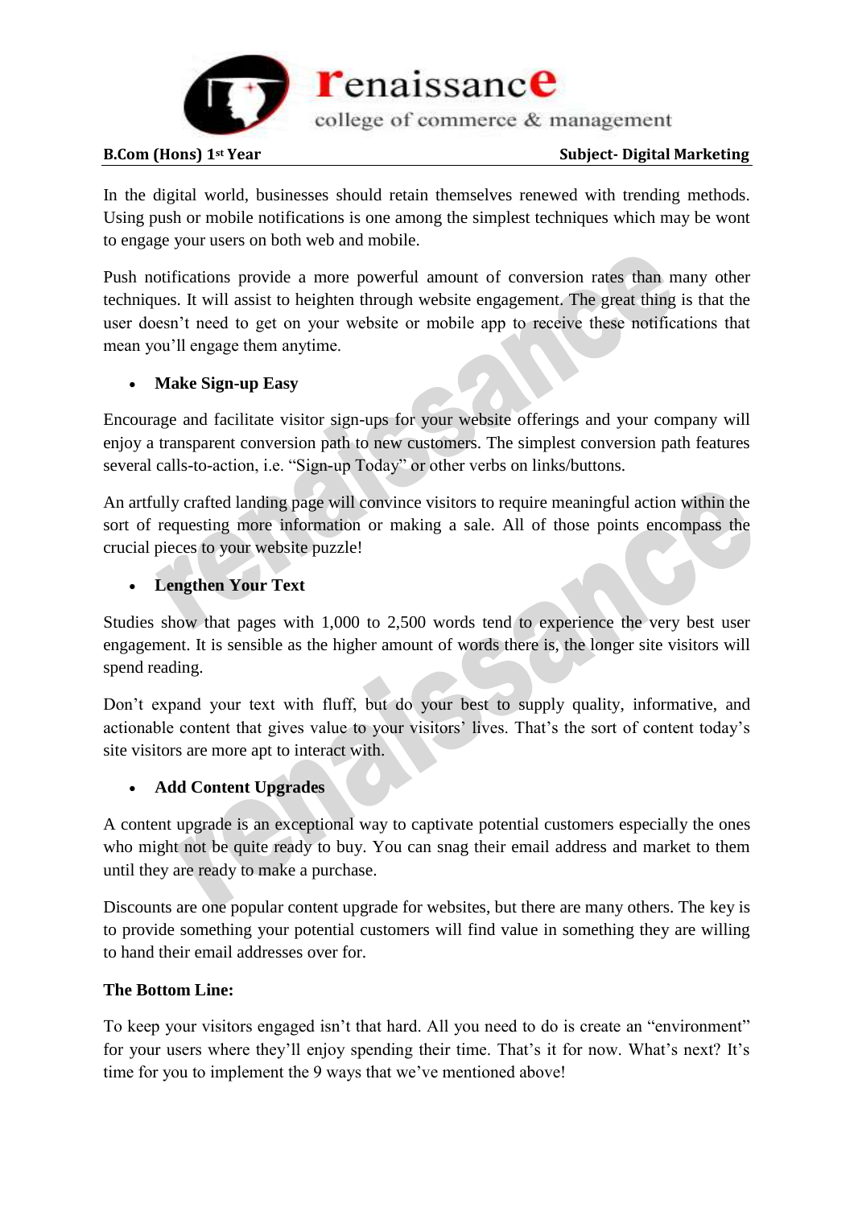In the digital world, businesses should retain themselves renewed with trending methods. Using push or mobile notifications is one among the simplest techniques which may be wont to engage your users on both web and mobile.

Push notifications provide a more powerful amount of conversion rates than many other techniques. It will assist to heighten through website engagement. The great thing is that the user doesn't need to get on your website or mobile app to receive these notifications that mean you'll engage them anytime.

- **Make Sign-up Easy**

Encourage and facilitate visitor sign-ups for your website offerings and your company will enjoy a transparent conversion path to new customers. The simplest conversion path features several calls-to-action, i.e. "Sign-up Today" or other verbs on links/buttons.

An artfully crafted landing page will convince visitors to require meaningful action within the sort of requesting more information or making a sale. All of those points encompass the crucial pieces to your website puzzle!

- **Lengthen Your Text**

Studies show that pages with 1,000 to 2,500 words tend to experience the very best user engagement. It is sensible as the higher amount of words there is, the longer site visitors will spend reading.

Don't expand your text with fluff, but do your best to supply quality, informative, and actionable content that gives value to your visitors' lives. That's the sort of content today's site visitors are more apt to interact with.

- **Add Content Upgrades**

A content upgrade is an exceptional way to captivate potential customers especially the ones who might not be quite ready to buy. You can snag their email address and market to them until they are ready to make a purchase.

Discounts are one popular content upgrade for websites, but there are many others. The key is to provide something your potential customers will find value in something they are willing to hand their email addresses over for.

**The Bottom Line:**

To keep your visitors engaged isn't that hard. All you need to do is create an "environment" for your users where they'll enjoy spending their time. That's it for now. What's next? It's time for you to implement the 9 ways that we've mentioned above!